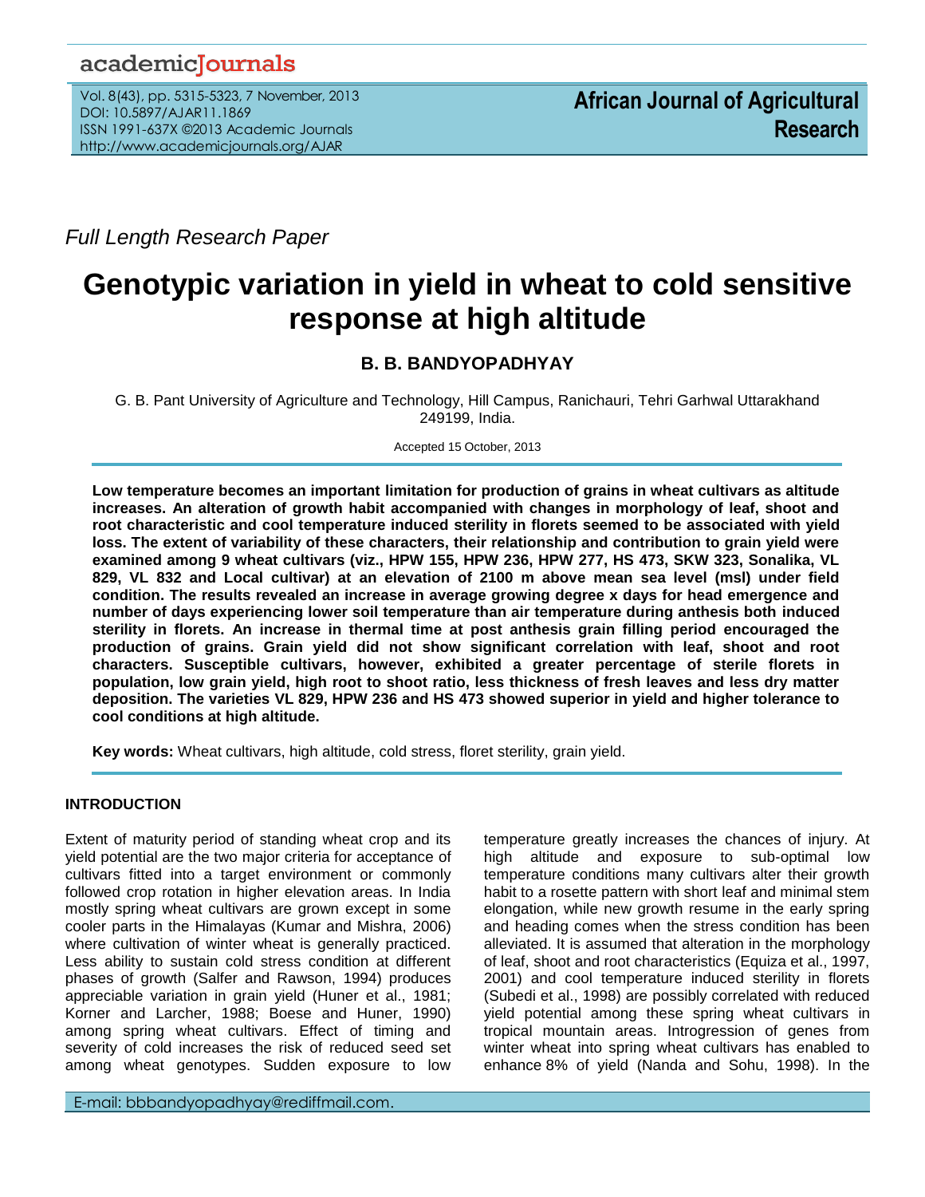*Full Length Research Paper*

# Genotypic variation in yield in wheat to cold sensitive response at high altitude

**B. B. BANDYOPADHYAY**

G. B. Pant University of Agriculture and Technology, Hill Campus, Ranichauri, Tehri Garhwal Uttarakhand 249199, India.

Accepted 15 October, 2013

**Low temperature becomes an important limitation for production of grains in wheat cultivars as altitude increases. An alteration of growth habit accompanied with changes in morphology of leaf, shoot and root characteristic and cool temperature induced sterility in florets seemed to be associated with yield loss. The extent of variability of these characters, their relationship and contribution to grain yield were examined among 9 wheat cultivars (viz., HPW 155, HPW 236, HPW 277, HS 473, SKW 323, Sonalika, VL 829, VL 832 and Local cultivar) at an elevation of 2100 m above mean sea level (msl) under field condition. The results revealed an increase in average growing degree x days for head emergence and number of days experiencing lower soil temperature than air temperature during anthesis both induced sterility in florets. An increase in thermal time at post anthesis grain filling period encouraged the production of grains. Grain yield did not show significant correlation with leaf, shoot and root characters. Susceptible cultivars, however, exhibited a greater percentage of sterile florets in population, low grain yield, high root to shoot ratio, less thickness of fresh leaves and less dry matter deposition. The varieties VL 829, HPW 236 and HS 473 showed superior in yield and higher tolerance to cool conditions at high altitude.**

**Key words:** Wheat cultivars, high altitude, cold stress, floret sterility, grain yield.

## INTRODUCTION

Extent of maturity period of standing wheat crop and its yield potential are the two major criteria for acceptance of cultivars fitted into a target environment or commonly followed crop rotation in higher elevation areas. In India mostly spring wheat cultivars are grown except in some cooler parts in the Himalayas (Kumar and Mishra, 2006) where cultivation of winter wheat is generally practiced. Less ability to sustain cold stress condition at different phases of growth (Salfer and Rawson, 1994) produces appreciable variation in grain yield (Huner et al., 1981; Korner and Larcher, 1988; Boese and Huner, 1990) among spring wheat cultivars. Effect of timing and severity of cold increases the risk of reduced seed set among wheat genotypes. Sudden exposure to low temperature greatly increases the chances of injury. At high altitude and exposure to sub-optimal low temperature conditions many cultivars alter their growth habit to a rosette pattern with short leaf and minimal stem elongation, while new growth resume in the early spring and heading comes when the stress condition has been alleviated. It is assumed that alteration in the morphology of leaf, shoot and root characteristics (Equiza et al., 1997, 2001) and cool temperature induced sterility in florets (Subedi et al., 1998) are possibly correlated with reduced yield potential among these spring wheat cultivars in tropical mountain areas. Introgression of genes from winter wheat into spring wheat cultivars has enabled to enhance 8% of yield (Nanda and Sohu, 1998). In the

E-mail: bbbandyopadhyay@rediffmail.com.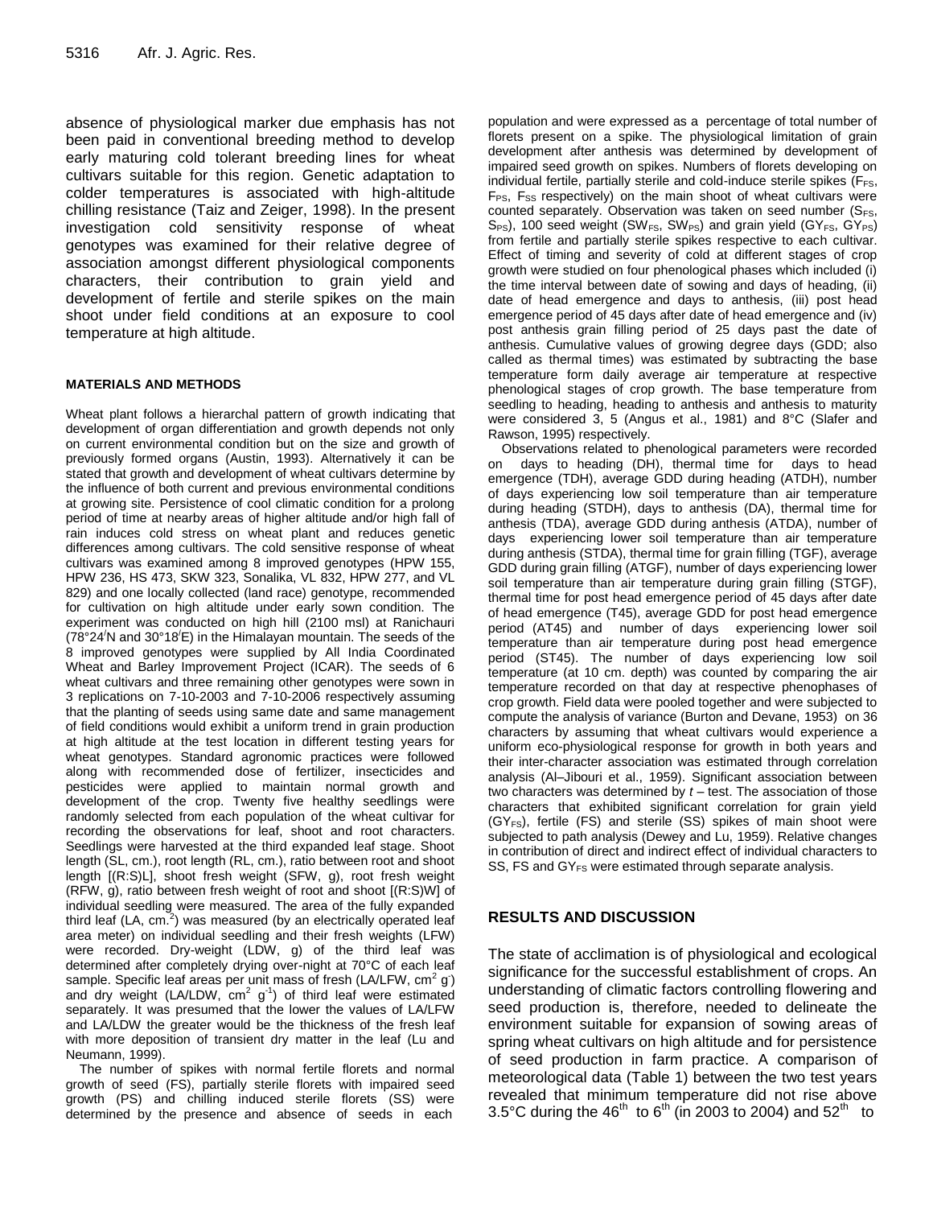absence of physiological marker due emphasis has not been paid in conventional breeding method to develop early maturing cold tolerant breeding lines for wheat cultivars suitable for this region. Genetic adaptation to colder temperatures is associated with high-altitude chilling resistance (Taiz and Zeiger, 1998). In the present investigation cold sensitivity response of wheat genotypes was examined for their relative degree of association amongst different physiological components characters, their contribution to grain yield and development of fertile and sterile spikes on the main shoot under field conditions at an exposure to cool temperature at high altitude.

## MATERIALS AND METHODS

Wheat plant follows a hierarchal pattern of growth indicating that development of organ differentiation and growth depends not only on current environmental condition but on the size and growth of previously formed organs (Austin, 1993). Alternatively it can be stated that growth and development of wheat cultivars determine by the influence of both current and previous environmental conditions at growing site. Persistence of cool climatic condition for a prolong period of time at nearby areas of higher altitude and/or high fall of rain induces cold stress on wheat plant and reduces genetic differences among cultivars. The cold sensitive response of wheat cultivars was examined among 8 improved genotypes (HPW 155, HPW 236, HS 473, SKW 323, Sonalika, VL 832, HPW 277, and VL 829) and one locally collected (land race) genotype, recommended for cultivation on high altitude under early sown condition. The experiment was conducted on high hill (2100 msl) at Ranichauri (78°24′N and 30°18′E) in the Himalayan mountain. The seeds of the 8 improved genotypes were supplied by All India Coordinated Wheat and Barley Improvement Project (ICAR). The seeds of 6 wheat cultivars and three remaining other genotypes were sown in 3 replications on 7-10-2003 and 7-10-2006 respectively assuming that the planting of seeds using same date and same management of field conditions would exhibit a uniform trend in grain production at high altitude at the test location in different testing years for wheat genotypes. Standard agronomic practices were followed along with recommended dose of fertilizer, insecticides and pesticides were applied to maintain normal growth and development of the crop. Twenty five healthy seedlings were randomly selected from each population of the wheat cultivar for recording the observations for leaf, shoot and root characters. Seedlings were harvested at the third expanded leaf stage. Shoot length (SL, cm.), root length (RL, cm.), ratio between root and shoot length [(R:S)L], shoot fresh weight (SFW, g), root fresh weight (RFW, g), ratio between fresh weight of root and shoot [(R:S)W] of individual seedling were measured. The area of the fully expanded third leaf (LA, $cm^2$) was measured (by an electrically operated leaf area meter) on individual seedling and their fresh weights (LFW) were recorded. Dry-weight (LDW, g) of the third leaf was determined after completely drying over-night at 70°C of each leaf sample. Specific leaf areas per unit mass of fresh (LA/LFW, $cm^2$ $g^-$) and dry weight (LA/LDW, $cm^2$ $g^{-1}$) of third leaf were estimated separately. It was presumed that the lower the values of LA/LFW and LA/LDW the greater would be the thickness of the fresh leaf with more deposition of transient dry matter in the leaf (Lu and Neumann, 1999).

The number of spikes with normal fertile florets and normal growth of seed (FS), partially sterile florets with impaired seed growth (PS) and chilling induced sterile florets (SS) were determined by the presence and absence of seeds in each population and were expressed as a percentage of total number of florets present on a spike. The physiological limitation of grain development after anthesis was determined by development of impaired seed growth on spikes. Numbers of florets developing on individual fertile, partially sterile and cold-induce sterile spikes ($F_{FS}$, $F_{PS}$, $F_{SS}$ respectively) on the main shoot of wheat cultivars were counted separately. Observation was taken on seed number ($S_{FS}$, $S_{PS}$), 100 seed weight ($SW_{FS}$, $SW_{PS}$) and grain yield ($GY_{FS}$, $GY_{PS}$) from fertile and partially sterile spikes respective to each cultivar. Effect of timing and severity of cold at different stages of crop growth were studied on four phenological phases which included (i) the time interval between date of sowing and days of heading, (ii) date of head emergence and days to anthesis, (iii) post head emergence period of 45 days after date of head emergence and (iv) post anthesis grain filling period of 25 days past the date of anthesis. Cumulative values of growing degree days (GDD; also called as thermal times) was estimated by subtracting the base temperature form daily average air temperature at respective phenological stages of crop growth. The base temperature from seedling to heading, heading to anthesis and anthesis to maturity were considered 3, 5 (Angus et al., 1981) and 8°C (Slafer and Rawson, 1995) respectively.

Observations related to phenological parameters were recorded on days to heading (DH), thermal time for days to head emergence (TDH), average GDD during heading (ATDH), number of days experiencing low soil temperature than air temperature during heading (STDH), days to anthesis (DA), thermal time for anthesis (TDA), average GDD during anthesis (ATDA), number of days experiencing lower soil temperature than air temperature during anthesis (STDA), thermal time for grain filling (TGF), average GDD during grain filling (ATGF), number of days experiencing lower soil temperature than air temperature during grain filling (STGF), thermal time for post head emergence period of 45 days after date of head emergence (T45), average GDD for post head emergence period (AT45) and number of days experiencing lower soil temperature than air temperature during post head emergence period (ST45). The number of days experiencing low soil temperature (at 10 cm. depth) was counted by comparing the air temperature recorded on that day at respective phenophases of crop growth. Field data were pooled together and were subjected to compute the analysis of variance (Burton and Devane, 1953) on 36 characters by assuming that wheat cultivars would experience a uniform eco-physiological response for growth in both years and their inter-character association was estimated through correlation analysis (Al–Jibouri et al., 1959). Significant association between two characters was determined by *t* – test. The association of those characters that exhibited significant correlation for grain yield ($GY_{FS}$), fertile (FS) and sterile (SS) spikes of main shoot were subjected to path analysis (Dewey and Lu, 1959). Relative changes in contribution of direct and indirect effect of individual characters to SS, FS and $GY_{FS}$ were estimated through separate analysis.

## RESULTS AND DISCUSSION

The state of acclimation is of physiological and ecological significance for the successful establishment of crops. An understanding of climatic factors controlling flowering and seed production is, therefore, needed to delineate the environment suitable for expansion of sowing areas of spring wheat cultivars on high altitude and for persistence of seed production in farm practice. A comparison of meteorological data (Table 1) between the two test years revealed that minimum temperature did not rise above 3.5°C during the $46^{th}$ to $6^{th}$ (in 2003 to 2004) and $52^{th}$ to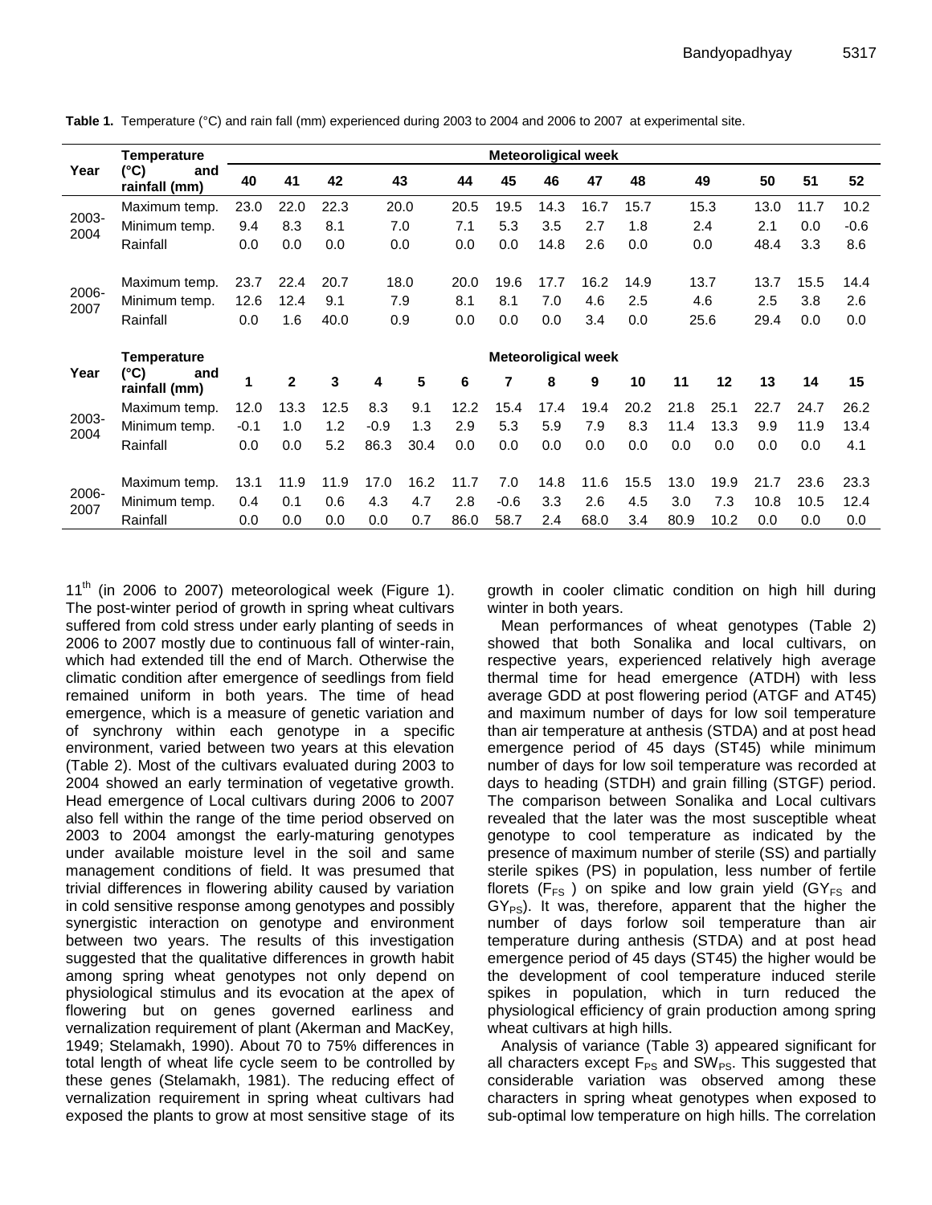**Table 1.** Temperature (°C) and rain fall (mm) experienced during 2003 to 2004 and 2006 to 2007 at experimental site.

| Year | Temperature (°C) and rainfall (mm) | Meteoroligical week | | | | | | | | | | | | |
|---|---|---|---|---|---|---|---|---|---|---|---|---|---|---|
| | | 40 | 41 | 42 | 43 | 44 | 45 | 46 | 47 | 48 | 49 | 50 | 51 | 52 |
| 2003-2004 | Maximum temp. | 23.0 | 22.0 | 22.3 | 20.0 | 20.5 | 19.5 | 14.3 | 16.7 | 15.7 | 15.3 | 13.0 | 11.7 | 10.2 |
| | Minimum temp. | 9.4 | 8.3 | 8.1 | 7.0 | 7.1 | 5.3 | 3.5 | 2.7 | 1.8 | 2.4 | 2.1 | 0.0 | -0.6 |
| | Rainfall | 0.0 | 0.0 | 0.0 | 0.0 | 0.0 | 0.0 | 14.8 | 2.6 | 0.0 | 0.0 | 48.4 | 3.3 | 8.6 |
| 2006-2007 | Maximum temp. | 23.7 | 22.4 | 20.7 | 18.0 | 20.0 | 19.6 | 17.7 | 16.2 | 14.9 | 13.7 | 13.7 | 15.5 | 14.4 |
| | Minimum temp. | 12.6 | 12.4 | 9.1 | 7.9 | 8.1 | 8.1 | 7.0 | 4.6 | 2.5 | 4.6 | 2.5 | 3.8 | 2.6 |
| | Rainfall | 0.0 | 1.6 | 40.0 | 0.9 | 0.0 | 0.0 | 0.0 | 3.4 | 0.0 | 25.6 | 29.4 | 0.0 | 0.0 |

| Year | Temperature (°C) and rainfall (mm) | Meteoroligical week | | | | | | | | | | | | | | |
|---|---|---|---|---|---|---|---|---|---|---|---|---|---|---|---|---|
| | | 1 | 2 | 3 | 4 | 5 | 6 | 7 | 8 | 9 | 10 | 11 | 12 | 13 | 14 | 15 |
| 2003-2004 | Maximum temp. | 12.0 | 13.3 | 12.5 | 8.3 | 9.1 | 12.2 | 15.4 | 17.4 | 19.4 | 20.2 | 21.8 | 25.1 | 22.7 | 24.7 | 26.2 |
| | Minimum temp. | -0.1 | 1.0 | 1.2 | -0.9 | 1.3 | 2.9 | 5.3 | 5.9 | 7.9 | 8.3 | 11.4 | 13.3 | 9.9 | 11.9 | 13.4 |
| | Rainfall | 0.0 | 0.0 | 5.2 | 86.3 | 30.4 | 0.0 | 0.0 | 0.0 | 0.0 | 0.0 | 0.0 | 0.0 | 0.0 | 0.0 | 4.1 |
| 2006-2007 | Maximum temp. | 13.1 | 11.9 | 11.9 | 17.0 | 16.2 | 11.7 | 7.0 | 14.8 | 11.6 | 15.5 | 13.0 | 19.9 | 21.7 | 23.6 | 23.3 |
| | Minimum temp. | 0.4 | 0.1 | 0.6 | 4.3 | 4.7 | 2.8 | -0.6 | 3.3 | 2.6 | 4.5 | 3.0 | 7.3 | 10.8 | 10.5 | 12.4 |
| | Rainfall | 0.0 | 0.0 | 0.0 | 0.0 | 0.7 | 86.0 | 58.7 | 2.4 | 68.0 | 3.4 | 80.9 | 10.2 | 0.0 | 0.0 | 0.0 |

11th (in 2006 to 2007) meteorological week (Figure 1). The post-winter period of growth in spring wheat cultivars suffered from cold stress under early planting of seeds in 2006 to 2007 mostly due to continuous fall of winter-rain, which had extended till the end of March. Otherwise the climatic condition after emergence of seedlings from field remained uniform in both years. The time of head emergence, which is a measure of genetic variation and of synchrony within each genotype in a specific environment, varied between two years at this elevation (Table 2). Most of the cultivars evaluated during 2003 to 2004 showed an early termination of vegetative growth. Head emergence of Local cultivars during 2006 to 2007 also fell within the range of the time period observed on 2003 to 2004 amongst the early-maturing genotypes under available moisture level in the soil and same management conditions of field. It was presumed that trivial differences in flowering ability caused by variation in cold sensitive response among genotypes and possibly synergistic interaction on genotype and environment between two years. The results of this investigation suggested that the qualitative differences in growth habit among spring wheat genotypes not only depend on physiological stimulus and its evocation at the apex of flowering but on genes governed earliness and vernalization requirement of plant (Akerman and MacKey, 1949; Stelamakh, 1990). About 70 to 75% differences in total length of wheat life cycle seem to be controlled by these genes (Stelamakh, 1981). The reducing effect of vernalization requirement in spring wheat cultivars had exposed the plants to grow at most sensitive stage of its growth in cooler climatic condition on high hill during winter in both years.

Mean performances of wheat genotypes (Table 2) showed that both Sonalika and local cultivars, on respective years, experienced relatively high average thermal time for head emergence (ATDH) with less average GDD at post flowering period (ATGF and AT45) and maximum number of days for low soil temperature than air temperature at anthesis (STDA) and at post head emergence period of 45 days (ST45) while minimum number of days for low soil temperature was recorded at days to heading (STDH) and grain filling (STGF) period. The comparison between Sonalika and Local cultivars revealed that the later was the most susceptible wheat genotype to cool temperature as indicated by the presence of maximum number of sterile (SS) and partially sterile spikes (PS) in population, less number of fertile florets ($F_{FS}$) on spike and low grain yield ($GY_{FS}$ and $GY_{PS}$). It was, therefore, apparent that the higher the number of days forlow soil temperature than air temperature during anthesis (STDA) and at post head emergence period of 45 days (ST45) the higher would be the development of cool temperature induced sterile spikes in population, which in turn reduced the physiological efficiency of grain production among spring wheat cultivars at high hills.

Analysis of variance (Table 3) appeared significant for all characters except $F_{PS}$ and $SW_{PS}$. This suggested that considerable variation was observed among these characters in spring wheat genotypes when exposed to sub-optimal low temperature on high hills. The correlation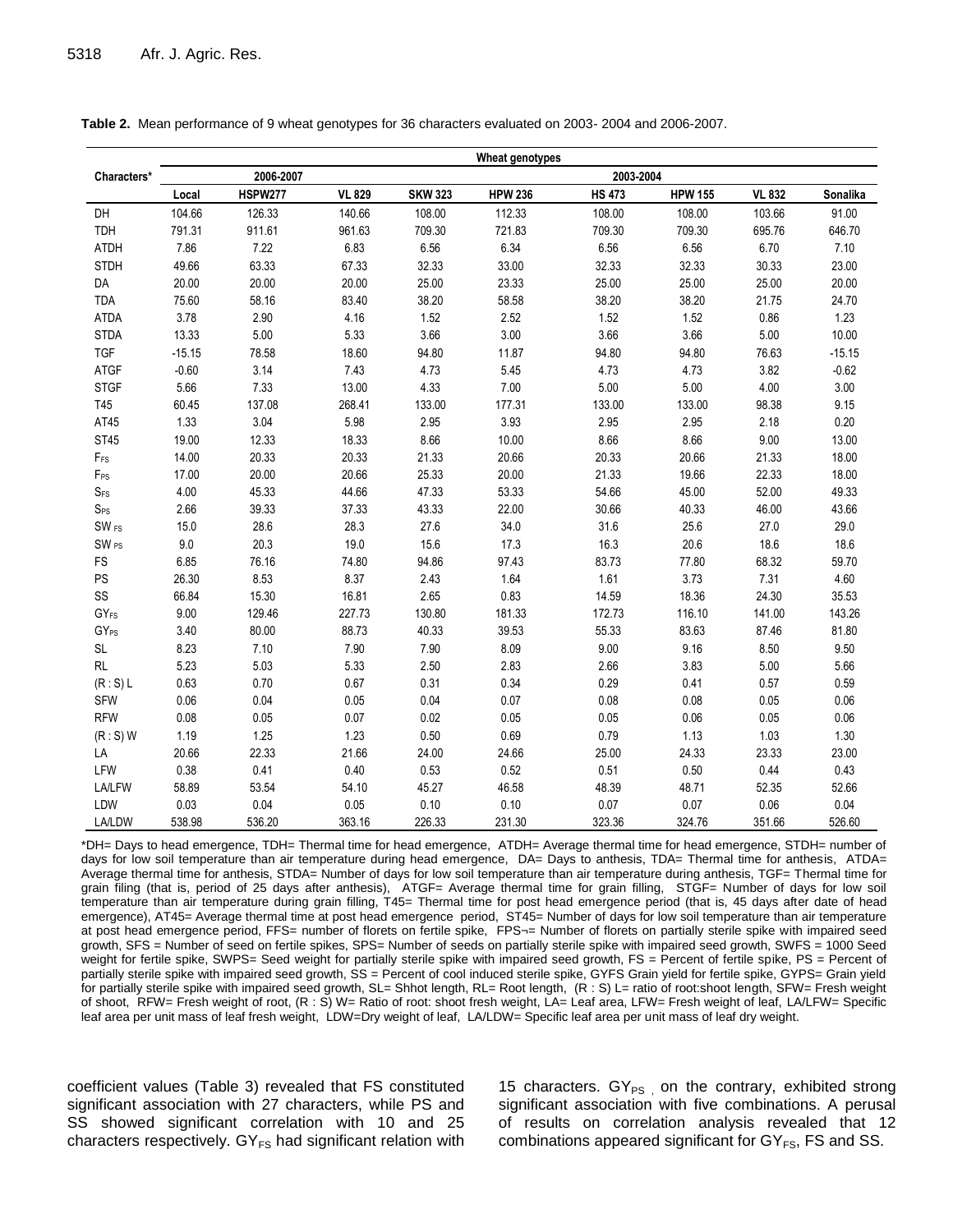**Table 2.** Mean performance of 9 wheat genotypes for 36 characters evaluated on 2003- 2004 and 2006-2007.

| Characters* | Wheat genotypes | | | | | | | | |
|---|---|---|---|---|---|---|---|---|---|
| | 2006-2007 | | | 2003-2004 | | | | | |
| | Local | HSPW277 | VL 829 | SKW 323 | HPW 236 | HS 473 | HPW 155 | VL 832 | Sonalika |
| DH | 104.66 | 126.33 | 140.66 | 108.00 | 112.33 | 108.00 | 108.00 | 103.66 | 91.00 |
| TDH | 791.31 | 911.61 | 961.63 | 709.30 | 721.83 | 709.30 | 709.30 | 695.76 | 646.70 |
| ATDH | 7.86 | 7.22 | 6.83 | 6.56 | 6.34 | 6.56 | 6.56 | 6.70 | 7.10 |
| STDH | 49.66 | 63.33 | 67.33 | 32.33 | 33.00 | 32.33 | 32.33 | 30.33 | 23.00 |
| DA | 20.00 | 20.00 | 20.00 | 25.00 | 23.33 | 25.00 | 25.00 | 25.00 | 20.00 |
| TDA | 75.60 | 58.16 | 83.40 | 38.20 | 58.58 | 38.20 | 38.20 | 21.75 | 24.70 |
| ATDA | 3.78 | 2.90 | 4.16 | 1.52 | 2.52 | 1.52 | 1.52 | 0.86 | 1.23 |
| STDA | 13.33 | 5.00 | 5.33 | 3.66 | 3.00 | 3.66 | 3.66 | 5.00 | 10.00 |
| TGF | -15.15 | 78.58 | 18.60 | 94.80 | 11.87 | 94.80 | 94.80 | 76.63 | -15.15 |
| ATGF | -0.60 | 3.14 | 7.43 | 4.73 | 5.45 | 4.73 | 4.73 | 3.82 | -0.62 |
| STGF | 5.66 | 7.33 | 13.00 | 4.33 | 7.00 | 5.00 | 5.00 | 4.00 | 3.00 |
| T45 | 60.45 | 137.08 | 268.41 | 133.00 | 177.31 | 133.00 | 133.00 | 98.38 | 9.15 |
| AT45 | 1.33 | 3.04 | 5.98 | 2.95 | 3.93 | 2.95 | 2.95 | 2.18 | 0.20 |
| ST45 | 19.00 | 12.33 | 18.33 | 8.66 | 10.00 | 8.66 | 8.66 | 9.00 | 13.00 |
| $F_{FS}$ | 14.00 | 20.33 | 20.33 | 21.33 | 20.66 | 20.33 | 20.66 | 21.33 | 18.00 |
| $F_{PS}$ | 17.00 | 20.00 | 20.66 | 25.33 | 20.00 | 21.33 | 19.66 | 22.33 | 18.00 |
| $S_{FS}$ | 4.00 | 45.33 | 44.66 | 47.33 | 53.33 | 54.66 | 45.00 | 52.00 | 49.33 |
| $S_{PS}$ | 2.66 | 39.33 | 37.33 | 43.33 | 22.00 | 30.66 | 40.33 | 46.00 | 43.66 |
| $SW_{FS}$ | 15.0 | 28.6 | 28.3 | 27.6 | 34.0 | 31.6 | 25.6 | 27.0 | 29.0 |
| $SW_{PS}$ | 9.0 | 20.3 | 19.0 | 15.6 | 17.3 | 16.3 | 20.6 | 18.6 | 18.6 |
| FS | 6.85 | 76.16 | 74.80 | 94.86 | 97.43 | 83.73 | 77.80 | 68.32 | 59.70 |
| PS | 26.30 | 8.53 | 8.37 | 2.43 | 1.64 | 1.61 | 3.73 | 7.31 | 4.60 |
| SS | 66.84 | 15.30 | 16.81 | 2.65 | 0.83 | 14.59 | 18.36 | 24.30 | 35.53 |
| $GY_{FS}$ | 9.00 | 129.46 | 227.73 | 130.80 | 181.33 | 172.73 | 116.10 | 141.00 | 143.26 |
| $GY_{PS}$ | 3.40 | 80.00 | 88.73 | 40.33 | 39.53 | 55.33 | 83.63 | 87.46 | 81.80 |
| SL | 8.23 | 7.10 | 7.90 | 7.90 | 8.09 | 9.00 | 9.16 | 8.50 | 9.50 |
| RL | 5.23 | 5.03 | 5.33 | 2.50 | 2.83 | 2.66 | 3.83 | 5.00 | 5.66 |
| (R : S) L | 0.63 | 0.70 | 0.67 | 0.31 | 0.34 | 0.29 | 0.41 | 0.57 | 0.59 |
| SFW | 0.06 | 0.04 | 0.05 | 0.04 | 0.07 | 0.08 | 0.08 | 0.05 | 0.06 |
| RFW | 0.08 | 0.05 | 0.07 | 0.02 | 0.05 | 0.05 | 0.06 | 0.05 | 0.06 |
| (R : S) W | 1.19 | 1.25 | 1.23 | 0.50 | 0.69 | 0.79 | 1.13 | 1.03 | 1.30 |
| LA | 20.66 | 22.33 | 21.66 | 24.00 | 24.66 | 25.00 | 24.33 | 23.33 | 23.00 |
| LFW | 0.38 | 0.41 | 0.40 | 0.53 | 0.52 | 0.51 | 0.50 | 0.44 | 0.43 |
| LA/LFW | 58.89 | 53.54 | 54.10 | 45.27 | 46.58 | 48.39 | 48.71 | 52.35 | 52.66 |
| LDW | 0.03 | 0.04 | 0.05 | 0.10 | 0.10 | 0.07 | 0.07 | 0.06 | 0.04 |
| LA/LDW | 538.98 | 536.20 | 363.16 | 226.33 | 231.30 | 323.36 | 324.76 | 351.66 | 526.60 |

*DH= Days to head emergence, TDH= Thermal time for head emergence, ATDH= Average thermal time for head emergence, STDH= number of days for low soil temperature than air temperature during head emergence, DA= Days to anthesis, TDA= Thermal time for anthesis, ATDA= Average thermal time for anthesis, STDA= Number of days for low soil temperature than air temperature during anthesis, TGF= Thermal time for grain filing (that is, period of 25 days after anthesis), ATGF= Average thermal time for grain filling, STGF= Number of days for low soil temperature than air temperature during grain filling, T45= Thermal time for post head emergence period (that is, 45 days after date of head emergence), AT45= Average thermal time at post head emergence period, ST45= Number of days for low soil temperature than air temperature at post head emergence period, FFS= number of florets on fertile spike, FPS¬= Number of florets on partially sterile spike with impaired seed growth, SFS = Number of seed on fertile spikes, SPS= Number of seeds on partially sterile spike with impaired seed growth, SWFS = 1000 Seed weight for fertile spike, SWPS= Seed weight for partially sterile spike with impaired seed growth, FS = Percent of fertile spike, PS = Percent of partially sterile spike with impaired seed growth, SS = Percent of cool induced sterile spike, GYFS Grain yield for fertile spike, GYPS= Grain yield for partially sterile spike with impaired seed growth, SL= Shhot length, RL= Root length, (R : S) L= ratio of root:shoot length, SFW= Fresh weight of shoot, RFW= Fresh weight of root, (R : S) W= Ratio of root: shoot fresh weight, LA= Leaf area, LFW= Fresh weight of leaf, LA/LFW= Specific leaf area per unit mass of leaf fresh weight, LDW=Dry weight of leaf, LA/LDW= Specific leaf area per unit mass of leaf dry weight.

coefficient values (Table 3) revealed that FS constituted significant association with 27 characters, while PS and SS showed significant correlation with 10 and 25 characters respectively. $GY_{FS}$ had significant relation with 15 characters. $GY_{PS}$ , on the contrary, exhibited strong significant association with five combinations. A perusal of results on correlation analysis revealed that 12 combinations appeared significant for $GY_{FS}$, FS and SS.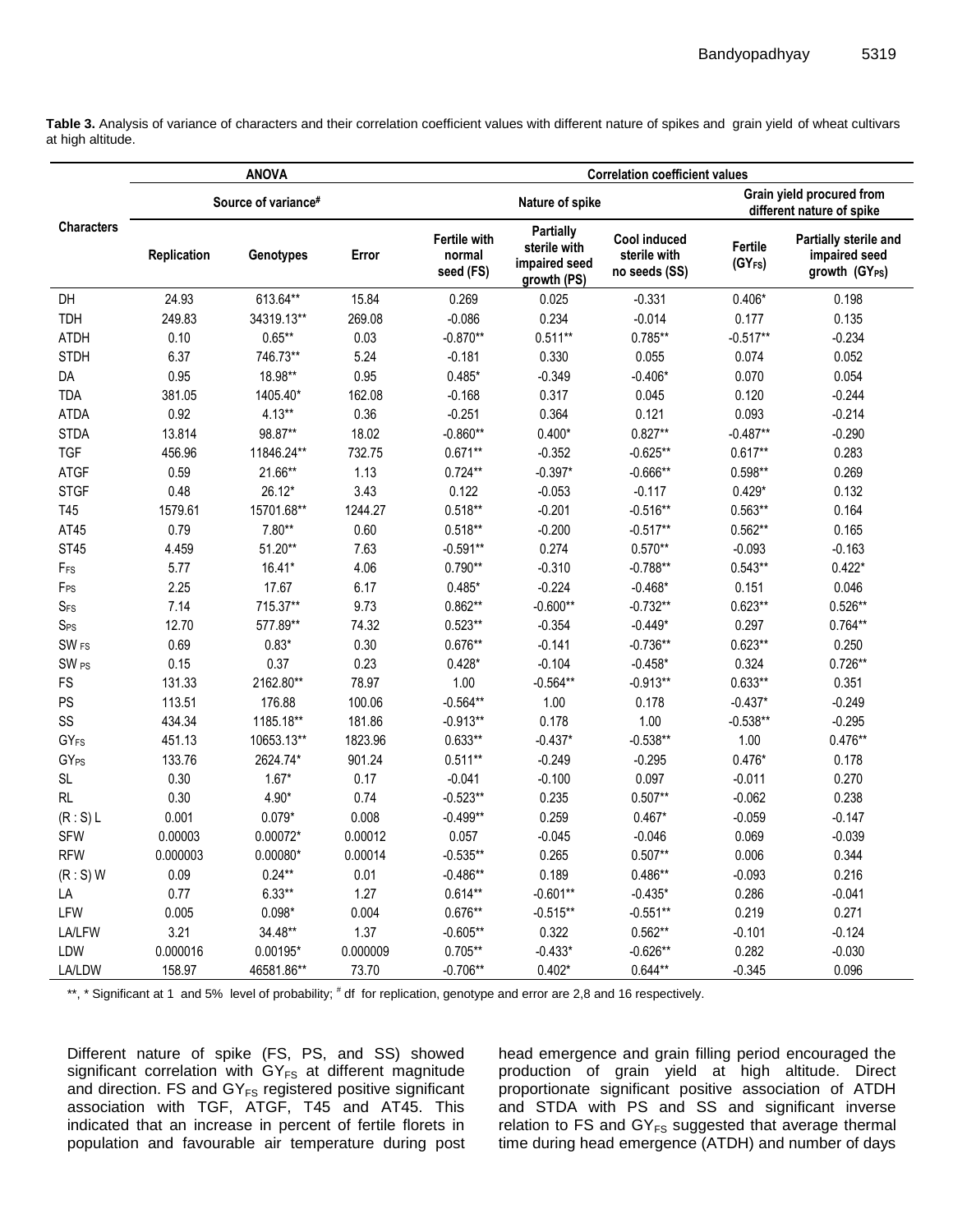**Table 3.** Analysis of variance of characters and their correlation coefficient values with different nature of spikes and grain yield of wheat cultivars at high altitude.

| Characters | ANOVA | | | Correlation coefficient values | | | | |
|---|---|---|---|---|---|---|---|---|
| | Source of variance[#] | | | Nature of spike | | | Grain yield procured from different nature of spike | |
| | Replication | Genotypes | Error | Fertile with normal seed (FS) | Partially sterile with impaired seed growth (PS) | Cool induced sterile with no seeds (SS) | Fertile ($GY_{FS}$) | Partially sterile and impaired seed growth ($GY_{PS}$) |
| DH | 24.93 | 613.64** | 15.84 | 0.269 | 0.025 | -0.331 | 0.406* | 0.198 |
| TDH | 249.83 | 34319.13** | 269.08 | -0.086 | 0.234 | -0.014 | 0.177 | 0.135 |
| ATDH | 0.10 | 0.65** | 0.03 | -0.870** | 0.511** | 0.785** | -0.517** | -0.234 |
| STDH | 6.37 | 746.73** | 5.24 | -0.181 | 0.330 | 0.055 | 0.074 | 0.052 |
| DA | 0.95 | 18.98** | 0.95 | 0.485* | -0.349 | -0.406* | 0.070 | 0.054 |
| TDA | 381.05 | 1405.40* | 162.08 | -0.168 | 0.317 | 0.045 | 0.120 | -0.244 |
| ATDA | 0.92 | 4.13** | 0.36 | -0.251 | 0.364 | 0.121 | 0.093 | -0.214 |
| STDA | 13.814 | 98.87** | 18.02 | -0.860** | 0.400* | 0.827** | -0.487** | -0.290 |
| TGF | 456.96 | 11846.24** | 732.75 | 0.671** | -0.352 | -0.625** | 0.617** | 0.283 |
| ATGF | 0.59 | 21.66** | 1.13 | 0.724** | -0.397* | -0.666** | 0.598** | 0.269 |
| STGF | 0.48 | 26.12* | 3.43 | 0.122 | -0.053 | -0.117 | 0.429* | 0.132 |
| T45 | 1579.61 | 15701.68** | 1244.27 | 0.518** | -0.201 | -0.516** | 0.563** | 0.164 |
| AT45 | 0.79 | 7.80** | 0.60 | 0.518** | -0.200 | -0.517** | 0.562** | 0.165 |
| ST45 | 4.459 | 51.20** | 7.63 | -0.591** | 0.274 | 0.570** | -0.093 | -0.163 |
| $F_{FS}$ | 5.77 | 16.41* | 4.06 | 0.790** | -0.310 | -0.788** | 0.543** | 0.422* |
| $F_{PS}$ | 2.25 | 17.67 | 6.17 | 0.485* | -0.224 | -0.468* | 0.151 | 0.046 |
| $S_{FS}$ | 7.14 | 715.37** | 9.73 | 0.862** | -0.600** | -0.732** | 0.623** | 0.526** |
| $S_{PS}$ | 12.70 | 577.89** | 74.32 | 0.523** | -0.354 | -0.449* | 0.297 | 0.764** |
| $SW_{FS}$ | 0.69 | 0.83* | 0.30 | 0.676** | -0.141 | -0.736** | 0.623** | 0.250 |
| $SW_{PS}$ | 0.15 | 0.37 | 0.23 | 0.428* | -0.104 | -0.458* | 0.324 | 0.726** |
| FS | 131.33 | 2162.80** | 78.97 | 1.00 | -0.564** | -0.913** | 0.633** | 0.351 |
| PS | 113.51 | 176.88 | 100.06 | -0.564** | 1.00 | 0.178 | -0.437* | -0.249 |
| SS | 434.34 | 1185.18** | 181.86 | -0.913** | 0.178 | 1.00 | -0.538** | -0.295 |
| $GY_{FS}$ | 451.13 | 10653.13** | 1823.96 | 0.633** | -0.437* | -0.538** | 1.00 | 0.476** |
| $GY_{PS}$ | 133.76 | 2624.74* | 901.24 | 0.511** | -0.249 | -0.295 | 0.476* | 0.178 |
| SL | 0.30 | 1.67* | 0.17 | -0.041 | -0.100 | 0.097 | -0.011 | 0.270 |
| RL | 0.30 | 4.90* | 0.74 | -0.523** | 0.235 | 0.507** | -0.062 | 0.238 |
| (R : S) L | 0.001 | 0.079* | 0.008 | -0.499** | 0.259 | 0.467* | -0.059 | -0.147 |
| SFW | 0.00003 | 0.00072* | 0.00012 | 0.057 | -0.045 | -0.046 | 0.069 | -0.039 |
| RFW | 0.000003 | 0.00080* | 0.00014 | -0.535** | 0.265 | 0.507** | 0.006 | 0.344 |
| (R : S) W | 0.09 | 0.24** | 0.01 | -0.486** | 0.189 | 0.486** | -0.093 | 0.216 |
| LA | 0.77 | 6.33** | 1.27 | 0.614** | -0.601** | -0.435* | 0.286 | -0.041 |
| LFW | 0.005 | 0.098* | 0.004 | 0.676** | -0.515** | -0.551** | 0.219 | 0.271 |
| LA/LFW | 3.21 | 34.48** | 1.37 | -0.605** | 0.322 | 0.562** | -0.101 | -0.124 |
| LDW | 0.000016 | 0.00195* | 0.000009 | 0.705** | -0.433* | -0.626** | 0.282 | -0.030 |
| LA/LDW | 158.97 | 46581.86** | 73.70 | -0.706** | 0.402* | 0.644** | -0.345 | 0.096 |

**, * Significant at 1 and 5% level of probability; # df for replication, genotype and error are 2,8 and 16 respectively.

Different nature of spike (FS, PS, and SS) showed significant correlation with $GY_{FS}$ at different magnitude and direction. FS and $GY_{FS}$ registered positive significant association with TGF, ATGF, T45 and AT45. This indicated that an increase in percent of fertile florets in population and favourable air temperature during post head emergence and grain filling period encouraged the production of grain yield at high altitude. Direct proportionate significant positive association of ATDH and STDA with PS and SS and significant inverse relation to FS and $GY_{FS}$ suggested that average thermal time during head emergence (ATDH) and number of days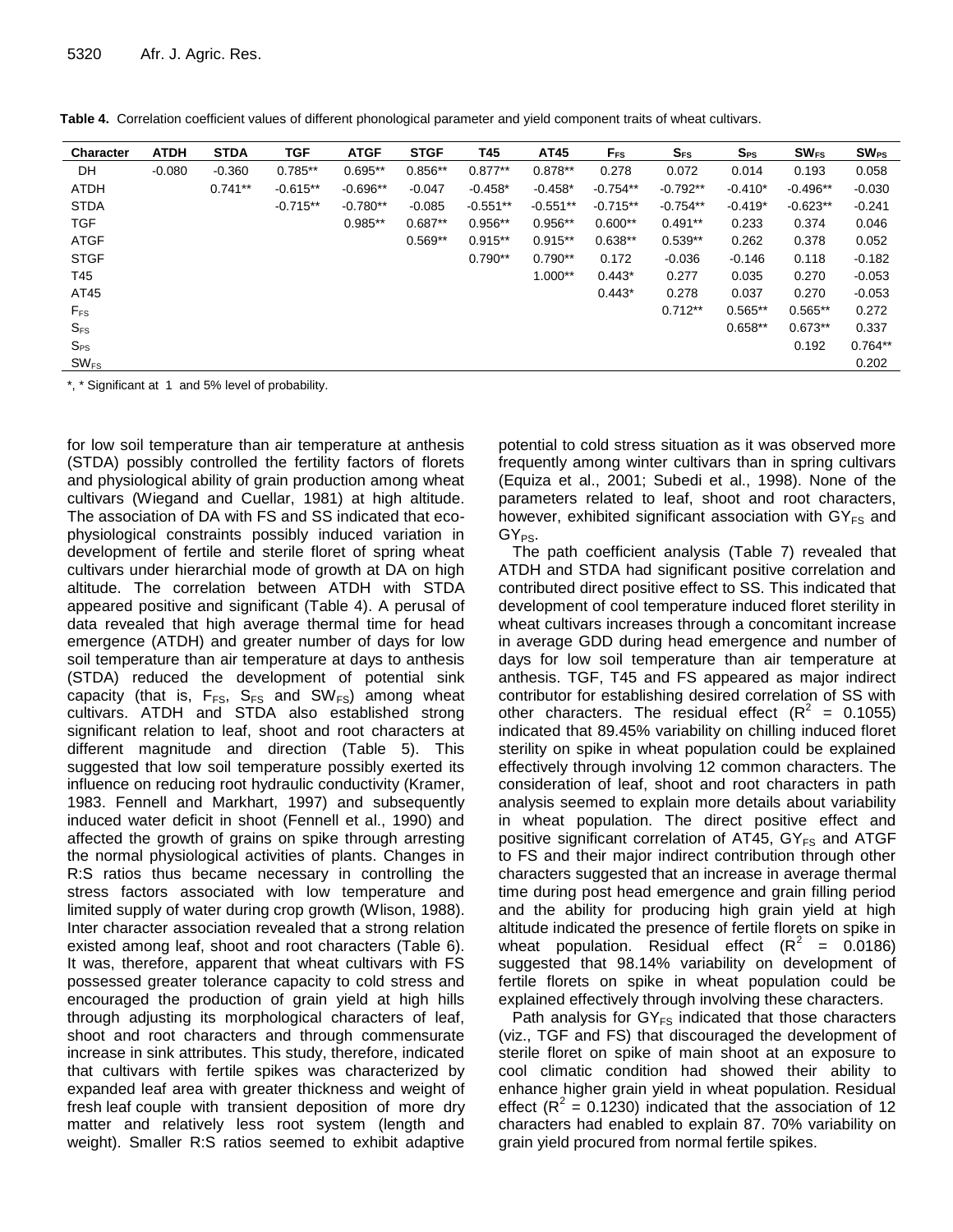**Table 4.** Correlation coefficient values of different phonological parameter and yield component traits of wheat cultivars.

| Character | ATDH | STDA | TGF | ATGF | STGF | T45 | AT45 | $F_{FS}$ | $S_{FS}$ | $S_{PS}$ | $SW_{FS}$ | $SW_{PS}$ |
|---|---|---|---|---|---|---|---|---|---|---|---|---|
| DH | -0.080 | -0.360 | 0.785** | 0.695** | 0.856** | 0.877** | 0.878** | 0.278 | 0.072 | 0.014 | 0.193 | 0.058 |
| ATDH | | 0.741** | -0.615** | -0.696** | -0.047 | -0.458* | -0.458* | -0.754** | -0.792** | -0.410* | -0.496** | -0.030 |
| STDA | | | -0.715** | -0.780** | -0.085 | -0.551** | -0.551** | -0.715** | -0.754** | -0.419* | -0.623** | -0.241 |
| TGF | | | | 0.985** | 0.687** | 0.956** | 0.956** | 0.600** | 0.491** | 0.233 | 0.374 | 0.046 |
| ATGF | | | | | 0.569** | 0.915** | 0.915** | 0.638** | 0.539** | 0.262 | 0.378 | 0.052 |
| STGF | | | | | | 0.790** | 0.790** | 0.172 | -0.036 | -0.146 | 0.118 | -0.182 |
| T45 | | | | | | | 1.000** | 0.443* | 0.277 | 0.035 | 0.270 | -0.053 |
| AT45 | | | | | | | | 0.443* | 0.278 | 0.037 | 0.270 | -0.053 |
| $F_{FS}$ | | | | | | | | | 0.712** | 0.565** | 0.565** | 0.272 |
| $S_{FS}$ | | | | | | | | | | 0.658** | 0.673** | 0.337 |
| $S_{PS}$ | | | | | | | | | | | 0.192 | 0.764** |
| $SW_{FS}$ | | | | | | | | | | | | 0.202 |

*, * Significant at 1 and 5% level of probability.

for low soil temperature than air temperature at anthesis (STDA) possibly controlled the fertility factors of florets and physiological ability of grain production among wheat cultivars (Wiegand and Cuellar, 1981) at high altitude. The association of DA with FS and SS indicated that eco-physiological constraints possibly induced variation in development of fertile and sterile floret of spring wheat cultivars under hierarchial mode of growth at DA on high altitude. The correlation between ATDH with STDA appeared positive and significant (Table 4). A perusal of data revealed that high average thermal time for head emergence (ATDH) and greater number of days for low soil temperature than air temperature at days to anthesis (STDA) reduced the development of potential sink capacity (that is, $F_{FS}$, $S_{FS}$ and $SW_{FS}$) among wheat cultivars. ATDH and STDA also established strong significant relation to leaf, shoot and root characters at different magnitude and direction (Table 5). This suggested that low soil temperature possibly exerted its influence on reducing root hydraulic conductivity (Kramer, 1983. Fennell and Markhart, 1997) and subsequently induced water deficit in shoot (Fennell et al., 1990) and affected the growth of grains on spike through arresting the normal physiological activities of plants. Changes in R:S ratios thus became necessary in controlling the stress factors associated with low temperature and limited supply of water during crop growth (Wlison, 1988). Inter character association revealed that a strong relation existed among leaf, shoot and root characters (Table 6). It was, therefore, apparent that wheat cultivars with FS possessed greater tolerance capacity to cold stress and encouraged the production of grain yield at high hills through adjusting its morphological characters of leaf, shoot and root characters and through commensurate increase in sink attributes. This study, therefore, indicated that cultivars with fertile spikes was characterized by expanded leaf area with greater thickness and weight of fresh leaf couple with transient deposition of more dry matter and relatively less root system (length and weight). Smaller R:S ratios seemed to exhibit adaptive potential to cold stress situation as it was observed more frequently among winter cultivars than in spring cultivars (Equiza et al., 2001; Subedi et al., 1998). None of the parameters related to leaf, shoot and root characters, however, exhibited significant association with $GY_{FS}$ and $GY_{PS}$.

The path coefficient analysis (Table 7) revealed that ATDH and STDA had significant positive correlation and contributed direct positive effect to SS. This indicated that development of cool temperature induced floret sterility in wheat cultivars increases through a concomitant increase in average GDD during head emergence and number of days for low soil temperature than air temperature at anthesis. TGF, T45 and FS appeared as major indirect contributor for establishing desired correlation of SS with other characters. The residual effect ($R^2$ = 0.1055) indicated that 89.45% variability on chilling induced floret sterility on spike in wheat population could be explained effectively through involving 12 common characters. The consideration of leaf, shoot and root characters in path analysis seemed to explain more details about variability in wheat population. The direct positive effect and positive significant correlation of AT45, $GY_{FS}$ and ATGF to FS and their major indirect contribution through other characters suggested that an increase in average thermal time during post head emergence and grain filling period and the ability for producing high grain yield at high altitude indicated the presence of fertile florets on spike in wheat population. Residual effect ($R^2$ = 0.0186) suggested that 98.14% variability on development of fertile florets on spike in wheat population could be explained effectively through involving these characters.

Path analysis for $GY_{FS}$ indicated that those characters (viz., TGF and FS) that discouraged the development of sterile floret on spike of main shoot at an exposure to cool climatic condition had showed their ability to enhance higher grain yield in wheat population. Residual effect ($R^2$ = 0.1230) indicated that the association of 12 characters had enabled to explain 87. 70% variability on grain yield procured from normal fertile spikes.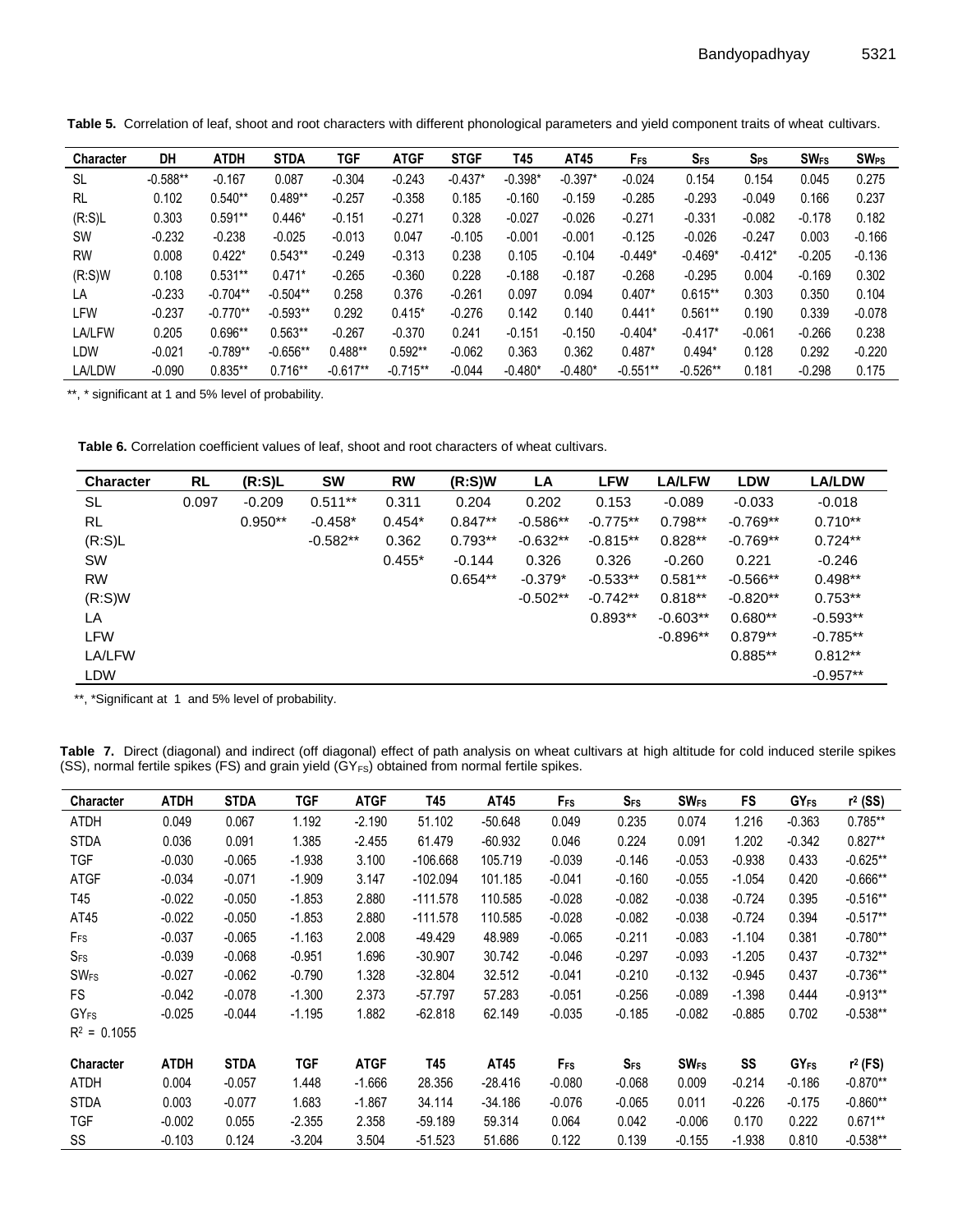**Table 5.** Correlation of leaf, shoot and root characters with different phonological parameters and yield component traits of wheat cultivars.

| Character | DH | ATDH | STDA | TGF | ATGF | STGF | T45 | AT45 | $F_{FS}$ | $S_{FS}$ | $S_{PS}$ | $SW_{FS}$ | $SW_{PS}$ |
|---|---|---|---|---|---|---|---|---|---|---|---|---|---|
| SL | -0.588** | -0.167 | 0.087 | -0.304 | -0.243 | -0.437* | -0.398* | -0.397* | -0.024 | 0.154 | 0.154 | 0.045 | 0.275 |
| RL | 0.102 | 0.540** | 0.489** | -0.257 | -0.358 | 0.185 | -0.160 | -0.159 | -0.285 | -0.293 | -0.049 | 0.166 | 0.237 |
| (R:S)L | 0.303 | 0.591** | 0.446* | -0.151 | -0.271 | 0.328 | -0.027 | -0.026 | -0.271 | -0.331 | -0.082 | -0.178 | 0.182 |
| SW | -0.232 | -0.238 | -0.025 | -0.013 | 0.047 | -0.105 | -0.001 | -0.001 | -0.125 | -0.026 | -0.247 | 0.003 | -0.166 |
| RW | 0.008 | 0.422* | 0.543** | -0.249 | -0.313 | 0.238 | 0.105 | -0.104 | -0.449* | -0.469* | -0.412* | -0.205 | -0.136 |
| (R:S)W | 0.108 | 0.531** | 0.471* | -0.265 | -0.360 | 0.228 | -0.188 | -0.187 | -0.268 | -0.295 | 0.004 | -0.169 | 0.302 |
| LA | -0.233 | -0.704** | -0.504** | 0.258 | 0.376 | -0.261 | 0.097 | 0.094 | 0.407* | 0.615** | 0.303 | 0.350 | 0.104 |
| LFW | -0.237 | -0.770** | -0.593** | 0.292 | 0.415* | -0.276 | 0.142 | 0.140 | 0.441* | 0.561** | 0.190 | 0.339 | -0.078 |
| LA/LFW | 0.205 | 0.696** | 0.563** | -0.267 | -0.370 | 0.241 | -0.151 | -0.150 | -0.404* | -0.417* | -0.061 | -0.266 | 0.238 |
| LDW | -0.021 | -0.789** | -0.656** | 0.488** | 0.592** | -0.062 | 0.363 | 0.362 | 0.487* | 0.494* | 0.128 | 0.292 | -0.220 |
| LA/LDW | -0.090 | 0.835** | 0.716** | -0.617** | -0.715** | -0.044 | -0.480* | -0.480* | -0.551** | -0.526** | 0.181 | -0.298 | 0.175 |

**, * significant at 1 and 5% level of probability.

**Table 6.** Correlation coefficient values of leaf, shoot and root characters of wheat cultivars.

| Character | RL | (R:S)L | SW | RW | (R:S)W | LA | LFW | LA/LFW | LDW | LA/LDW |
|---|---|---|---|---|---|---|---|---|---|---|
| SL | 0.097 | -0.209 | 0.511** | 0.311 | 0.204 | 0.202 | 0.153 | -0.089 | -0.033 | -0.018 |
| RL | | 0.950** | -0.458* | 0.454* | 0.847** | -0.586** | -0.775** | 0.798** | -0.769** | 0.710** |
| (R:S)L | | | -0.582** | 0.362 | 0.793** | -0.632** | -0.815** | 0.828** | -0.769** | 0.724** |
| SW | | | | 0.455* | -0.144 | 0.326 | 0.326 | -0.260 | 0.221 | -0.246 |
| RW | | | | | 0.654** | -0.379* | -0.533** | 0.581** | -0.566** | 0.498** |
| (R:S)W | | | | | | -0.502** | -0.742** | 0.818** | -0.820** | 0.753** |
| LA | | | | | | | 0.893** | -0.603** | 0.680** | -0.593** |
| LFW | | | | | | | | -0.896** | 0.879** | -0.785** |
| LA/LFW | | | | | | | | | 0.885** | 0.812** |
| LDW | | | | | | | | | | -0.957** |

**, *Significant at 1 and 5% level of probability.

**Table 7.** Direct (diagonal) and indirect (off diagonal) effect of path analysis on wheat cultivars at high altitude for cold induced sterile spikes (SS), normal fertile spikes (FS) and grain yield ($GY_{FS}$) obtained from normal fertile spikes.

| Character | ATDH | STDA | TGF | ATGF | T45 | AT45 | $F_{FS}$ | $S_{FS}$ | $SW_{FS}$ | FS | $GY_{FS}$ | $r^2$ (SS) |
|---|---|---|---|---|---|---|---|---|---|---|---|---|
| ATDH | 0.049 | 0.067 | 1.192 | -2.190 | 51.102 | -50.648 | 0.049 | 0.235 | 0.074 | 1.216 | -0.363 | 0.785** |
| STDA | 0.036 | 0.091 | 1.385 | -2.455 | 61.479 | -60.932 | 0.046 | 0.224 | 0.091 | 1.202 | -0.342 | 0.827** |
| TGF | -0.030 | -0.065 | -1.938 | 3.100 | -106.668 | 105.719 | -0.039 | -0.146 | -0.053 | -0.938 | 0.433 | -0.625** |
| ATGF | -0.034 | -0.071 | -1.909 | 3.147 | -102.094 | 101.185 | -0.041 | -0.160 | -0.055 | -1.054 | 0.420 | -0.666** |
| T45 | -0.022 | -0.050 | -1.853 | 2.880 | -111.578 | 110.585 | -0.028 | -0.082 | -0.038 | -0.724 | 0.395 | -0.516** |
| AT45 | -0.022 | -0.050 | -1.853 | 2.880 | -111.578 | 110.585 | -0.028 | -0.082 | -0.038 | -0.724 | 0.394 | -0.517** |
| $F_{FS}$ | -0.037 | -0.065 | -1.163 | 2.008 | -49.429 | 48.989 | -0.065 | -0.211 | -0.083 | -1.104 | 0.381 | -0.780** |
| $S_{FS}$ | -0.039 | -0.068 | -0.951 | 1.696 | -30.907 | 30.742 | -0.046 | -0.297 | -0.093 | -1.205 | 0.437 | -0.732** |
| $SW_{FS}$ | -0.027 | -0.062 | -0.790 | 1.328 | -32.804 | 32.512 | -0.041 | -0.210 | -0.132 | -0.945 | 0.437 | -0.736** |
| FS | -0.042 | -0.078 | -1.300 | 2.373 | -57.797 | 57.283 | -0.051 | -0.256 | -0.089 | -1.398 | 0.444 | -0.913** |
| $GY_{FS}$ | -0.025 | -0.044 | -1.195 | 1.882 | -62.818 | 62.149 | -0.035 | -0.185 | -0.082 | -0.885 | 0.702 | -0.538** |
| $R^2$ = 0.1055 | | | | | | | | | | | | |
| **Character** | **ATDH** | **STDA** | **TGF** | **ATGF** | **T45** | **AT45** | **$F_{FS}$** | **$S_{FS}$** | **$SW_{FS}$** | **SS** | **$GY_{FS}$** | **$r^2$ (FS)** |
| ATDH | 0.004 | -0.057 | 1.448 | -1.666 | 28.356 | -28.416 | -0.080 | -0.068 | 0.009 | -0.214 | -0.186 | -0.870** |
| STDA | 0.003 | -0.077 | 1.683 | -1.867 | 34.114 | -34.186 | -0.076 | -0.065 | 0.011 | -0.226 | -0.175 | -0.860** |
| TGF | -0.002 | 0.055 | -2.355 | 2.358 | -59.189 | 59.314 | 0.064 | 0.042 | -0.006 | 0.170 | 0.222 | 0.671** |
| SS | -0.103 | 0.124 | -3.204 | 3.504 | -51.523 | 51.686 | 0.122 | 0.139 | -0.155 | -1.938 | 0.810 | -0.538** |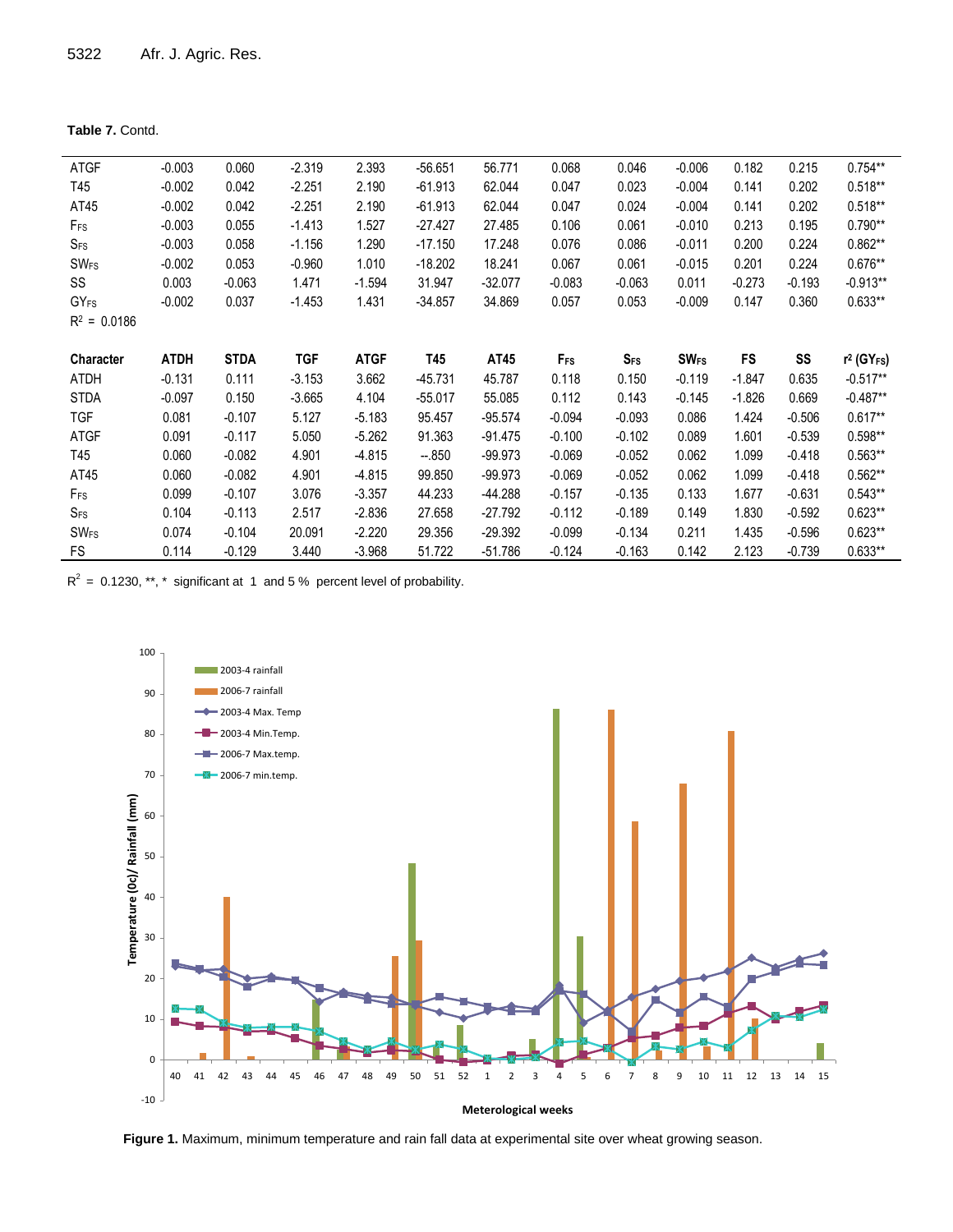**Table 7.** Contd.

| | | | | | | | | | | | | |
|---|---|---|---|---|---|---|---|---|---|---|---|---|
| ATGF | -0.003 | 0.060 | -2.319 | 2.393 | -56.651 | 56.771 | 0.068 | 0.046 | -0.006 | 0.182 | 0.215 | 0.754** |
| T45 | -0.002 | 0.042 | -2.251 | 2.190 | -61.913 | 62.044 | 0.047 | 0.023 | -0.004 | 0.141 | 0.202 | 0.518** |
| AT45 | -0.002 | 0.042 | -2.251 | 2.190 | -61.913 | 62.044 | 0.047 | 0.024 | -0.004 | 0.141 | 0.202 | 0.518** |
| $F_{FS}$ | -0.003 | 0.055 | -1.413 | 1.527 | -27.427 | 27.485 | 0.106 | 0.061 | -0.010 | 0.213 | 0.195 | 0.790** |
| $S_{FS}$ | -0.003 | 0.058 | -1.156 | 1.290 | -17.150 | 17.248 | 0.076 | 0.086 | -0.011 | 0.200 | 0.224 | 0.862** |
| $SW_{FS}$ | -0.002 | 0.053 | -0.960 | 1.010 | -18.202 | 18.241 | 0.067 | 0.061 | -0.015 | 0.201 | 0.224 | 0.676** |
| SS | 0.003 | -0.063 | 1.471 | -1.594 | 31.947 | -32.077 | -0.083 | -0.063 | 0.011 | -0.273 | -0.193 | -0.913** |
| $GY_{FS}$ | -0.002 | 0.037 | -1.453 | 1.431 | -34.857 | 34.869 | 0.057 | 0.053 | -0.009 | 0.147 | 0.360 | 0.633** |

$R^2$ = 0.0186

| Character | ATDH | STDA | TGF | ATGF | T45 | AT45 | $F_{FS}$ | $S_{FS}$ | $SW_{FS}$ | FS | SS | $r^2$ ($GY_{FS}$) |
|---|---|---|---|---|---|---|---|---|---|---|---|---|
| ATDH | -0.131 | 0.111 | -3.153 | 3.662 | -45.731 | 45.787 | 0.118 | 0.150 | -0.119 | -1.847 | 0.635 | -0.517** |
| STDA | -0.097 | 0.150 | -3.665 | 4.104 | -55.017 | 55.085 | 0.112 | 0.143 | -0.145 | -1.826 | 0.669 | -0.487** |
| TGF | 0.081 | -0.107 | 5.127 | -5.183 | 95.457 | -95.574 | -0.094 | -0.093 | 0.086 | 1.424 | -0.506 | 0.617** |
| ATGF | 0.091 | -0.117 | 5.050 | -5.262 | 91.363 | -91.475 | -0.100 | -0.102 | 0.089 | 1.601 | -0.539 | 0.598** |
| T45 | 0.060 | -0.082 | 4.901 | -4.815 | --.850 | -99.973 | -0.069 | -0.052 | 0.062 | 1.099 | -0.418 | 0.563** |
| AT45 | 0.060 | -0.082 | 4.901 | -4.815 | 99.850 | -99.973 | -0.069 | -0.052 | 0.062 | 1.099 | -0.418 | 0.562** |
| $F_{FS}$ | 0.099 | -0.107 | 3.076 | -3.357 | 44.233 | -44.288 | -0.157 | -0.135 | 0.133 | 1.677 | -0.631 | 0.543** |
| $S_{FS}$ | 0.104 | -0.113 | 2.517 | -2.836 | 27.658 | -27.792 | -0.112 | -0.189 | 0.149 | 1.830 | -0.592 | 0.623** |
| $SW_{FS}$ | 0.074 | -0.104 | 20.091 | -2.220 | 29.356 | -29.392 | -0.099 | -0.134 | 0.211 | 1.435 | -0.596 | 0.623** |
| FS | 0.114 | -0.129 | 3.440 | -3.968 | 51.722 | -51.786 | -0.124 | -0.163 | 0.142 | 2.123 | -0.739 | 0.633** |

$R^2$ = 0.1230, **, * significant at 1 and 5 % percent level of probability.

**Figure 1.** Maximum, minimum temperature and rain fall data at experimental site over wheat growing season.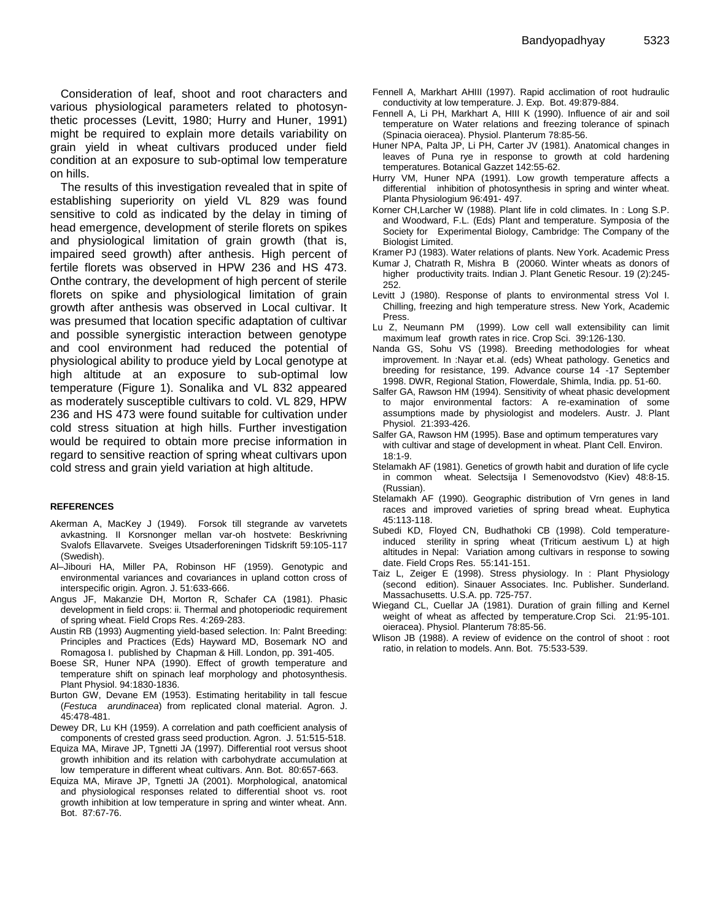Consideration of leaf, shoot and root characters and various physiological parameters related to photosynthetic processes (Levitt, 1980; Hurry and Huner, 1991) might be required to explain more details variability on grain yield in wheat cultivars produced under field condition at an exposure to sub-optimal low temperature on hills.

The results of this investigation revealed that in spite of establishing superiority on yield VL 829 was found sensitive to cold as indicated by the delay in timing of head emergence, development of sterile florets on spikes and physiological limitation of grain growth (that is, impaired seed growth) after anthesis. High percent of fertile florets was observed in HPW 236 and HS 473. Onthe contrary, the development of high percent of sterile florets on spike and physiological limitation of grain growth after anthesis was observed in Local cultivar. It was presumed that location specific adaptation of cultivar and possible synergistic interaction between genotype and cool environment had reduced the potential of physiological ability to produce yield by Local genotype at high altitude at an exposure to sub-optimal low temperature (Figure 1). Sonalika and VL 832 appeared as moderately susceptible cultivars to cold. VL 829, HPW 236 and HS 473 were found suitable for cultivation under cold stress situation at high hills. Further investigation would be required to obtain more precise information in regard to sensitive reaction of spring wheat cultivars upon cold stress and grain yield variation at high altitude.

## REFERENCES

Akerman A, MacKey J (1949). Forsok till stegrande av varvetets avkastning. II Korsnongner mellan var-oh hostvete: Beskrivning Svalofs Ellavarvete. Sveiges Utsaderforeningen Tidskrift 59:105-117 (Swedish).

Al–Jibouri HA, Miller PA, Robinson HF (1959). Genotypic and environmental variances and covariances in upland cotton cross of interspecific origin. Agron. J. 51:633-666.

Angus JF, Makanzie DH, Morton R, Schafer CA (1981). Phasic development in field crops: ii. Thermal and photoperiodic requirement of spring wheat. Field Crops Res. 4:269-283.

Austin RB (1993) Augmenting yield-based selection. In: Palnt Breeding: Principles and Practices (Eds) Hayward MD, Bosemark NO and Romagosa I. published by Chapman & Hill. London, pp. 391-405.

Boese SR, Huner NPA (1990). Effect of growth temperature and temperature shift on spinach leaf morphology and photosynthesis. Plant Physiol. 94:1830-1836.

Burton GW, Devane EM (1953). Estimating heritability in tall fescue (*Festuca arundinacea*) from replicated clonal material. Agron. J. 45:478-481.

Dewey DR, Lu KH (1959). A correlation and path coefficient analysis of components of crested grass seed production. Agron. J. 51:515-518.

Equiza MA, Mirave JP, Tgnetti JA (1997). Differential root versus shoot growth inhibition and its relation with carbohydrate accumulation at low temperature in different wheat cultivars. Ann. Bot. 80:657-663.

Equiza MA, Mirave JP, Tgnetti JA (2001). Morphological, anatomical and physiological responses related to differential shoot vs. root growth inhibition at low temperature in spring and winter wheat. Ann. Bot. 87:67-76.

Fennell A, Markhart AHIII (1997). Rapid acclimation of root hudraulic conductivity at low temperature. J. Exp. Bot. 49:879-884.

Fennell A, Li PH, Markhart A, HIII K (1990). Influence of air and soil temperature on Water relations and freezing tolerance of spinach (Spinacia oieracea). Physiol. Planterum 78:85-56.

Huner NPA, Palta JP, Li PH, Carter JV (1981). Anatomical changes in leaves of Puna rye in response to growth at cold hardening temperatures. Botanical Gazzet 142:55-62.

Hurry VM, Huner NPA (1991). Low growth temperature affects a differential inhibition of photosynthesis in spring and winter wheat. Planta Physiologium 96:491- 497.

Korner CH,Larcher W (1988). Plant life in cold climates. In : Long S.P. and Woodward, F.L. (Eds) Plant and temperature. Symposia of the Society for Experimental Biology, Cambridge: The Company of the Biologist Limited.

Kramer PJ (1983). Water relations of plants. New York. Academic Press

Kumar J, Chatrath R, Mishra B (20060. Winter wheats as donors of higher productivity traits. Indian J. Plant Genetic Resour. 19 (2):245-252.

Levitt J (1980). Response of plants to environmental stress Vol I. Chilling, freezing and high temperature stress. New York, Academic Press.

Lu Z, Neumann PM (1999). Low cell wall extensibility can limit maximum leaf growth rates in rice. Crop Sci. 39:126-130.

Nanda GS, Sohu VS (1998). Breeding methodologies for wheat improvement. In :Nayar et.al. (eds) Wheat pathology. Genetics and breeding for resistance, 199. Advance course 14 -17 September 1998. DWR, Regional Station, Flowerdale, Shimla, India. pp. 51-60.

Salfer GA, Rawson HM (1994). Sensitivity of wheat phasic development to major environmental factors: A re-examination of some assumptions made by physiologist and modelers. Austr. J. Plant Physiol. 21:393-426.

Salfer GA, Rawson HM (1995). Base and optimum temperatures vary with cultivar and stage of development in wheat. Plant Cell. Environ. 18:1-9.

Stelamakh AF (1981). Genetics of growth habit and duration of life cycle in common wheat. Selectsija I Semenovodstvo (Kiev) 48:8-15. (Russian).

Stelamakh AF (1990). Geographic distribution of Vrn genes in land races and improved varieties of spring bread wheat. Euphytica 45:113-118.

Subedi KD, Floyed CN, Budhathoki CB (1998). Cold temperature-induced sterility in spring wheat (Triticum aestivum L) at high altitudes in Nepal: Variation among cultivars in response to sowing date. Field Crops Res. 55:141-151.

Taiz L, Zeiger E (1998). Stress physiology. In : Plant Physiology (second edition). Sinauer Associates. Inc. Publisher. Sunderland. Massachusetts. U.S.A. pp. 725-757.

Wiegand CL, Cuellar JA (1981). Duration of grain filling and Kernel weight of wheat as affected by temperature.Crop Sci. 21:95-101. oieracea). Physiol. Planterum 78:85-56.

Wlison JB (1988). A review of evidence on the control of shoot : root ratio, in relation to models. Ann. Bot. 75:533-539.